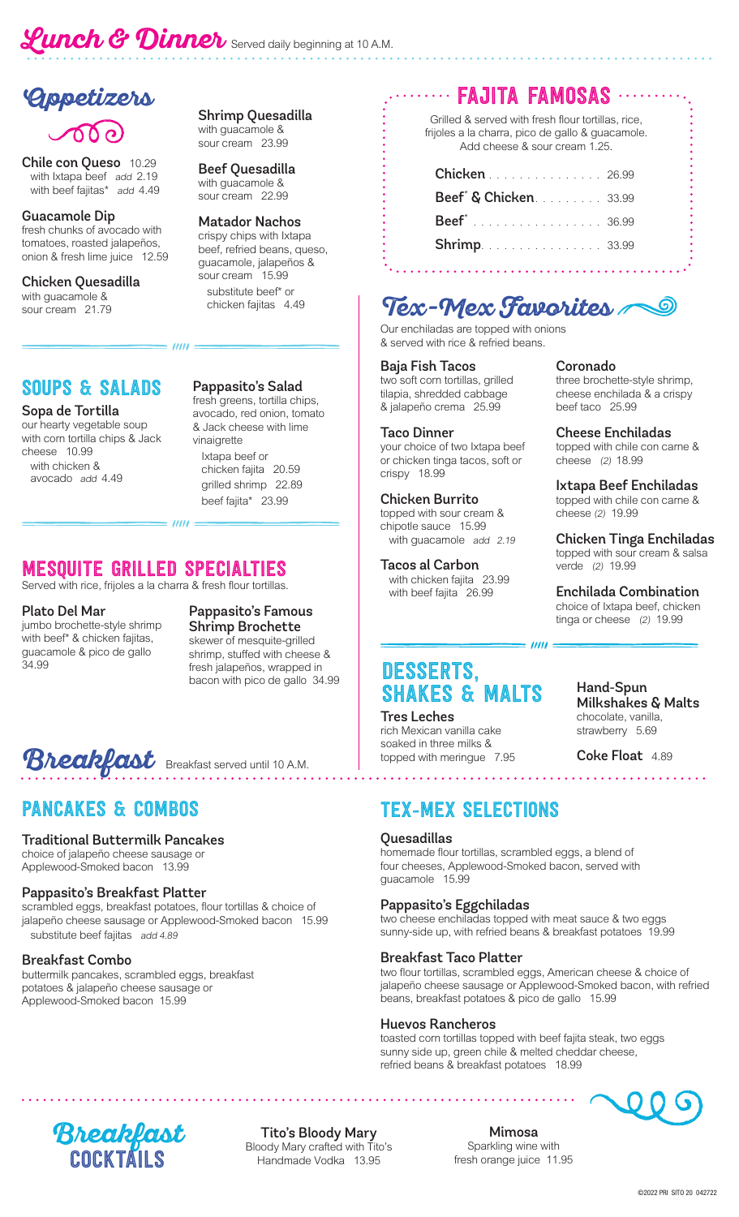# Lunch & Dinner

Served daily beginning at 10 A.M.

## Appetizers

**Chile con Queso** 10.29
with Ixtapa beef *add* 2.19
with beef fajitas* *add* 4.49

**Guacamole Dip**
fresh chunks of avocado with tomatoes, roasted jalapeños, onion & fresh lime juice 12.59

**Chicken Quesadilla**
with guacamole & sour cream 21.79

**Shrimp Quesadilla**
with guacamole & sour cream 23.99

**Beef Quesadilla**
with guacamole & sour cream 22.99

**Matador Nachos**
crispy chips with Ixtapa beef, refried beans, queso, guacamole, jalapeños & sour cream 15.99
substitute beef* or chicken fajitas 4.49

## Soups & Salads

**Sopa de Tortilla**
our hearty vegetable soup with corn tortilla chips & Jack cheese 10.99
with chicken & avocado *add* 4.49

**Pappasito's Salad**
fresh greens, tortilla chips, avocado, red onion, tomato & Jack cheese with lime vinaigrette
Ixtapa beef or chicken fajita 20.59
grilled shrimp 22.89
beef fajita* 23.99

## Mesquite Grilled Specialties

Served with rice, frijoles a la charra & fresh flour tortillas.

**Plato Del Mar**
jumbo brochette-style shrimp with beef* & chicken fajitas, guacamole & pico de gallo 34.99

**Pappasito's Famous Shrimp Brochette**
skewer of mesquite-grilled shrimp, stuffed with cheese & fresh jalapeños, wrapped in bacon with pico de gallo 34.99

## Fajita Famosas

Grilled & served with fresh flour tortillas, rice, frijoles a la charra, pico de gallo & guacamole. Add cheese & sour cream 1.25.

**Chicken** . . . . . . . . . . . . . . . 26.99
**Beef* & Chicken** . . . . . . . . . 33.99
**Beef*** . . . . . . . . . . . . . . . . . 36.99
**Shrimp** . . . . . . . . . . . . . . . 33.99

## Tex-Mex Favorites

Our enchiladas are topped with onions & served with rice & refried beans.

**Baja Fish Tacos**
two soft corn tortillas, grilled tilapia, shredded cabbage & jalapeño crema 25.99

**Taco Dinner**
your choice of two Ixtapa beef or chicken tinga tacos, soft or crispy 18.99

**Chicken Burrito**
topped with sour cream & chipotle sauce 15.99
with guacamole *add* 2.19

**Tacos al Carbon**
with chicken fajita 23.99
with beef fajita 26.99

**Coronado**
three brochette-style shrimp, cheese enchilada & a crispy beef taco 25.99

**Cheese Enchiladas**
topped with chile con carne & cheese *(2)* 18.99

**Ixtapa Beef Enchiladas**
topped with chile con carne & cheese *(2)* 19.99

**Chicken Tinga Enchiladas**
topped with sour cream & salsa verde *(2)* 19.99

**Enchilada Combination**
choice of Ixtapa beef, chicken tinga or cheese *(2)* 19.99

## Desserts, Shakes & Malts

**Tres Leches**
rich Mexican vanilla cake soaked in three milks & topped with meringue 7.95

**Hand-Spun Milkshakes & Malts**
chocolate, vanilla, strawberry 5.69

**Coke Float** 4.89

# Breakfast

Breakfast served until 10 A.M.

## Pancakes & Combos

**Traditional Buttermilk Pancakes**
choice of jalapeño cheese sausage or Applewood-Smoked bacon 13.99

**Pappasito's Breakfast Platter**
scrambled eggs, breakfast potatoes, flour tortillas & choice of jalapeño cheese sausage or Applewood-Smoked bacon 15.99
substitute beef fajitas *add 4.89*

**Breakfast Combo**
buttermilk pancakes, scrambled eggs, breakfast potatoes & jalapeño cheese sausage or Applewood-Smoked bacon 15.99

## Tex-Mex Selections

**Quesadillas**
homemade flour tortillas, scrambled eggs, a blend of four cheeses, Applewood-Smoked bacon, served with guacamole 15.99

**Pappasito's Eggchiladas**
two cheese enchiladas topped with meat sauce & two eggs sunny-side up, with refried beans & breakfast potatoes 19.99

**Breakfast Taco Platter**
two flour tortillas, scrambled eggs, American cheese & choice of jalapeño cheese sausage or Applewood-Smoked bacon, with refried beans, breakfast potatoes & pico de gallo 15.99

**Huevos Rancheros**
toasted corn tortillas topped with beef fajita steak, two eggs sunny side up, green chile & melted cheddar cheese, refried beans & breakfast potatoes 18.99

## Breakfast Cocktails

**Tito's Bloody Mary**
Bloody Mary crafted with Tito's Handmade Vodka 13.95

**Mimosa**
Sparkling wine with fresh orange juice 11.95

©2022 PRI SITO 20 042722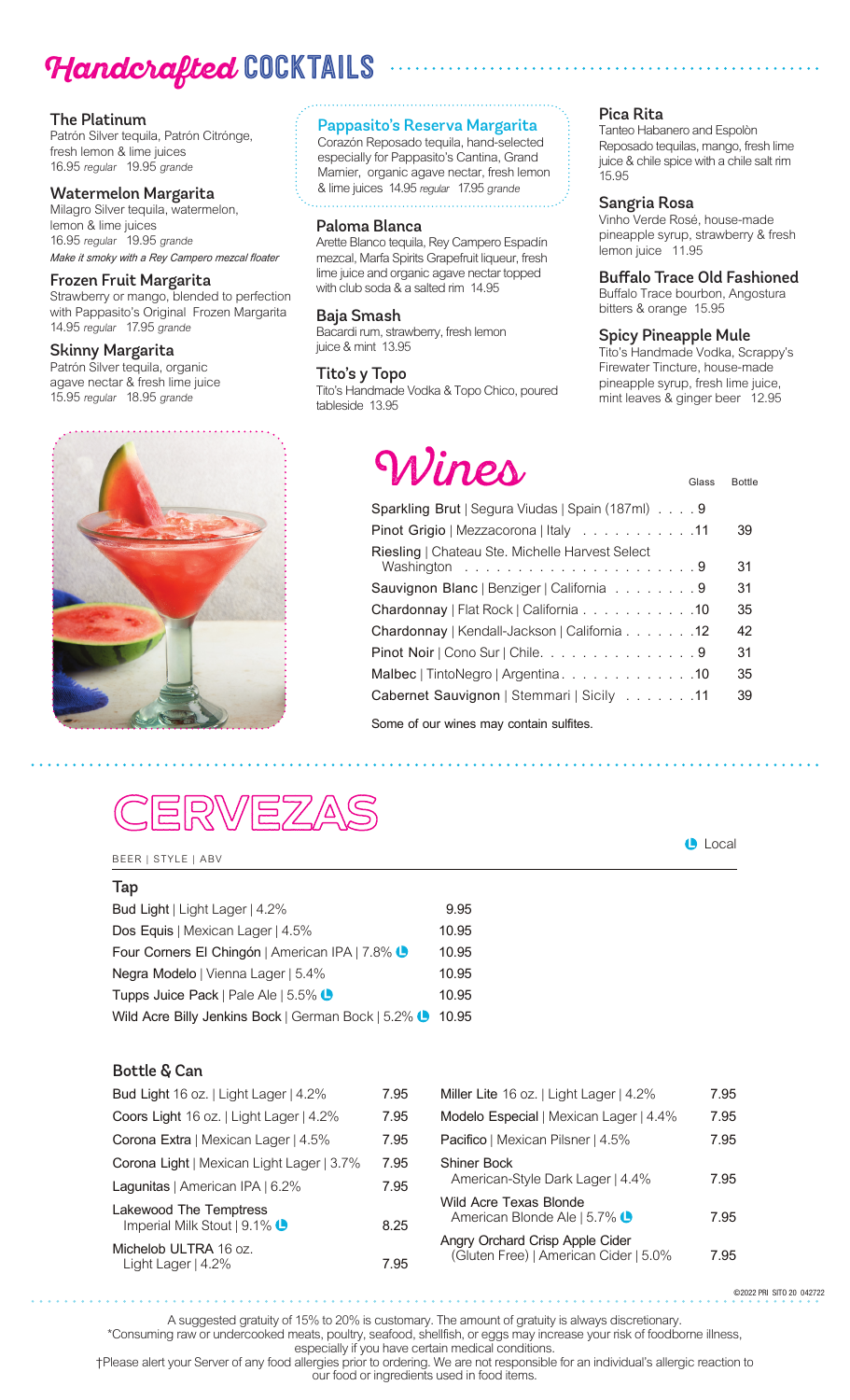# Handcrafted COCKTAILS

### The Platinum
Patrón Silver tequila, Patrón Citrónge, fresh lemon & lime juices
16.95 *regular* 19.95 *grande*

### Watermelon Margarita
Milagro Silver tequila, watermelon, lemon & lime juices
16.95 *regular* 19.95 *grande*
*Make it smoky with a Rey Campero mezcal floater*

### Frozen Fruit Margarita
Strawberry or mango, blended to perfection with Pappasito's Original Frozen Margarita
14.95 *regular* 17.95 *grande*

### Skinny Margarita
Patrón Silver tequila, organic agave nectar & fresh lime juice
15.95 *regular* 18.95 *grande*

### Pappasito's Reserva Margarita
Corazón Reposado tequila, hand-selected especially for Pappasito's Cantina, Grand Marnier, organic agave nectar, fresh lemon & lime juices 14.95 *regular* 17.95 *grande*

### Paloma Blanca
Arette Blanco tequila, Rey Campero Espadín mezcal, Marfa Spirits Grapefruit liqueur, fresh lime juice and organic agave nectar topped with club soda & a salted rim 14.95

### Baja Smash
Bacardi rum, strawberry, fresh lemon juice & mint 13.95

### Tito's y Topo
Tito's Handmade Vodka & Topo Chico, poured tableside 13.95

### Pica Rita
Tanteo Habanero and Espolòn Reposado tequilas, mango, fresh lime juice & chile spice with a chile salt rim 15.95

### Sangria Rosa
Vinho Verde Rosé, house-made pineapple syrup, strawberry & fresh lemon juice 11.95

### Buffalo Trace Old Fashioned
Buffalo Trace bourbon, Angostura bitters & orange 15.95

### Spicy Pineapple Mule
Tito's Handmade Vodka, Scrappy's Firewater Tincture, house-made pineapple syrup, fresh lime juice, mint leaves & ginger beer 12.95

# Wines

| | Glass | Bottle |
|---|---|---|
| Sparkling Brut \| Segura Viudas \| Spain (187ml) | 9 | |
| Pinot Grigio \| Mezzacorona \| Italy | 11 | 39 |
| Riesling \| Chateau Ste. Michelle Harvest Select Washington | 9 | 31 |
| Sauvignon Blanc \| Benziger \| California | 9 | 31 |
| Chardonnay \| Flat Rock \| California | 10 | 35 |
| Chardonnay \| Kendall-Jackson \| California | 12 | 42 |
| Pinot Noir \| Cono Sur \| Chile | 9 | 31 |
| Malbec \| TintoNegro \| Argentina | 10 | 35 |
| Cabernet Sauvignon \| Stemmari \| Sicily | 11 | 39 |

Some of our wines may contain sulfites.

# CERVEZAS

BEER | STYLE | ABV

(L) Local

### Tap

| | |
|---|---|
| Bud Light \| Light Lager \| 4.2% | 9.95 |
| Dos Equis \| Mexican Lager \| 4.5% | 10.95 |
| Four Corners El Chingón \| American IPA \| 7.8% (L) | 10.95 |
| Negra Modelo \| Vienna Lager \| 5.4% | 10.95 |
| Tupps Juice Pack \| Pale Ale \| 5.5% (L) | 10.95 |
| Wild Acre Billy Jenkins Bock \| German Bock \| 5.2% (L) | 10.95 |

### Bottle & Can

| | |
|---|---|
| Bud Light 16 oz. \| Light Lager \| 4.2% | 7.95 |
| Coors Light 16 oz. \| Light Lager \| 4.2% | 7.95 |
| Corona Extra \| Mexican Lager \| 4.5% | 7.95 |
| Corona Light \| Mexican Light Lager \| 3.7% | 7.95 |
| Lagunitas \| American IPA \| 6.2% | 7.95 |
| Lakewood The Temptress Imperial Milk Stout \| 9.1% (L) | 8.25 |
| Michelob ULTRA 16 oz. Light Lager \| 4.2% | 7.95 |
| Miller Lite 16 oz. \| Light Lager \| 4.2% | 7.95 |
| Modelo Especial \| Mexican Lager \| 4.4% | 7.95 |
| Pacifico \| Mexican Pilsner \| 4.5% | 7.95 |
| Shiner Bock American-Style Dark Lager \| 4.4% | 7.95 |
| Wild Acre Texas Blonde American Blonde Ale \| 5.7% (L) | 7.95 |
| Angry Orchard Crisp Apple Cider (Gluten Free) \| American Cider \| 5.0% | 7.95 |

©2022 PRI SITO 20 042722

A suggested gratuity of 15% to 20% is customary. The amount of gratuity is always discretionary.
*Consuming raw or undercooked meats, poultry, seafood, shellfish, or eggs may increase your risk of foodborne illness, especially if you have certain medical conditions.
†Please alert your Server of any food allergies prior to ordering. We are not responsible for an individual's allergic reaction to our food or ingredients used in food items.